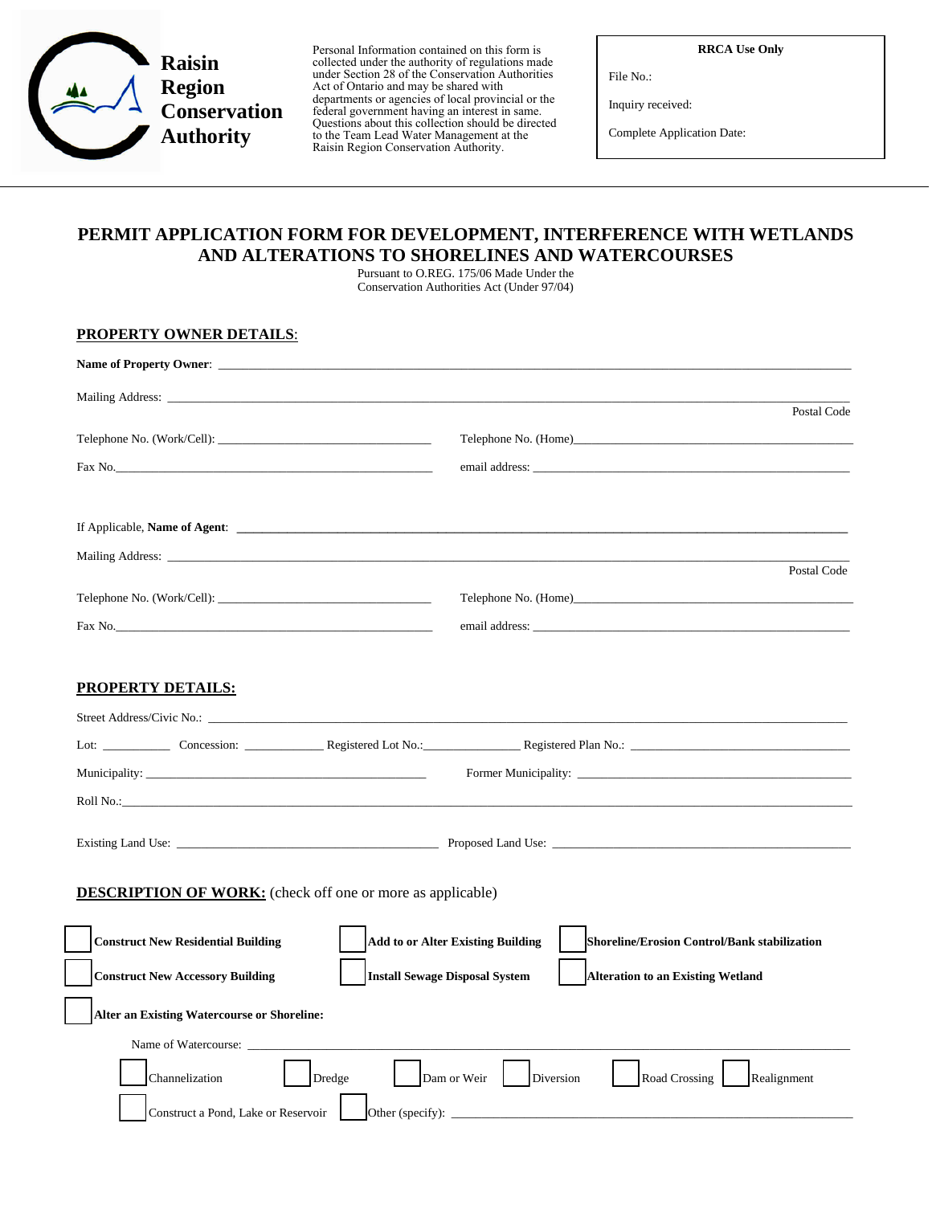**Raisin Region Conservation Authority**

Personal Information contained on this form is collected under the authority of regulations made under Section 28 of the Conservation Authorities Act of Ontario and may be shared with departments or agencies of local provincial or the federal government having an interest in same. Questions about this collection should be directed to the Team Lead Water Management at the Raisin Region Conservation Authority.

**RRCA Use Only**

File No.:

Inquiry received:

Complete Application Date:

# PERMIT APPLICATION FORM FOR DEVELOPMENT, INTERFERENCE WITH WETLANDS AND ALTERATIONS TO SHORELINES AND WATERCOURSES

Pursuant to O.REG. 175/06 Made Under the Conservation Authorities Act (Under 97/04)

## PROPERTY OWNER DETAILS:

**Name of Property Owner**: ______________________________

Mailing Address: ______________________________ Postal Code

Telephone No. (Work/Cell): ______________ Telephone No. (Home)______________

Fax No.______________ email address: ______________

If Applicable, **Name of Agent**: ______________________________

Mailing Address: ______________________________ Postal Code

Telephone No. (Work/Cell): ______________ Telephone No. (Home)______________

Fax No.______________ email address: ______________

## PROPERTY DETAILS:

Street Address/Civic No.: ______________________________

Lot: __________ Concession: ____________ Registered Lot No.:______________ Registered Plan No.: ______________

Municipality: ______________ Former Municipality: ______________

Roll No.:______________________________

Existing Land Use: ______________ Proposed Land Use: ______________

## DESCRIPTION OF WORK: (check off one or more as applicable)

- ☐ **Construct New Residential Building**
- ☐ **Add to or Alter Existing Building**
- ☐ **Shoreline/Erosion Control/Bank stabilization**
- ☐ **Construct New Accessory Building**
- ☐ **Install Sewage Disposal System**
- ☐ **Alteration to an Existing Wetland**
- ☐ **Alter an Existing Watercourse or Shoreline:**

  Name of Watercourse: ______________________________

  - ☐ Channelization
  - ☐ Dredge
  - ☐ Dam or Weir
  - ☐ Diversion
  - ☐ Road Crossing
  - ☐ Realignment
  - ☐ Construct a Pond, Lake or Reservoir
  - ☐ Other (specify): ______________________________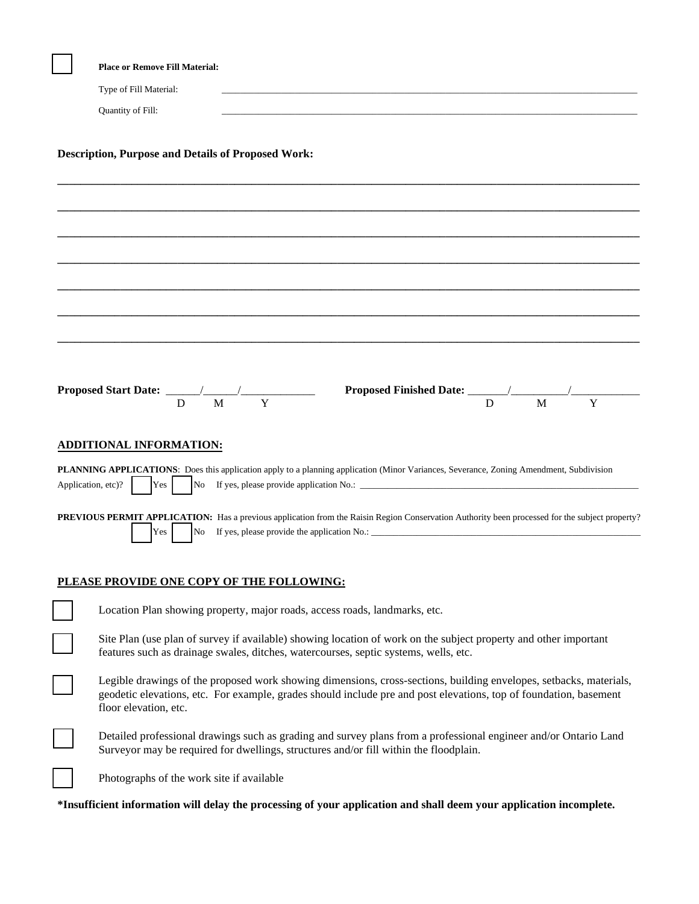☐ **Place or Remove Fill Material:**

Type of Fill Material: ____________________________________________

Quantity of Fill: ____________________________________________

**Description, Purpose and Details of Proposed Work:**

______________________________________________________________________

______________________________________________________________________

______________________________________________________________________

______________________________________________________________________

______________________________________________________________________

______________________________________________________________________

______________________________________________________________________

**Proposed Start Date:** ______/______/_____________ (D M Y)   **Proposed Finished Date:** _______/__________/____________ (D M Y)

## ADDITIONAL INFORMATION:

**PLANNING APPLICATIONS**: Does this application apply to a planning application (Minor Variances, Severance, Zoning Amendment, Subdivision Application, etc)? ☐ Yes ☐ No If yes, please provide application No.: ____________________________

**PREVIOUS PERMIT APPLICATION:** Has a previous application from the Raisin Region Conservation Authority been processed for the subject property? ☐ Yes ☐ No If yes, please provide the application No.: ____________________________

## PLEASE PROVIDE ONE COPY OF THE FOLLOWING:

☐ Location Plan showing property, major roads, access roads, landmarks, etc.

☐ Site Plan (use plan of survey if available) showing location of work on the subject property and other important features such as drainage swales, ditches, watercourses, septic systems, wells, etc.

☐ Legible drawings of the proposed work showing dimensions, cross-sections, building envelopes, setbacks, materials, geodetic elevations, etc. For example, grades should include pre and post elevations, top of foundation, basement floor elevation, etc.

☐ Detailed professional drawings such as grading and survey plans from a professional engineer and/or Ontario Land Surveyor may be required for dwellings, structures and/or fill within the floodplain.

☐ Photographs of the work site if available

**\*Insufficient information will delay the processing of your application and shall deem your application incomplete.**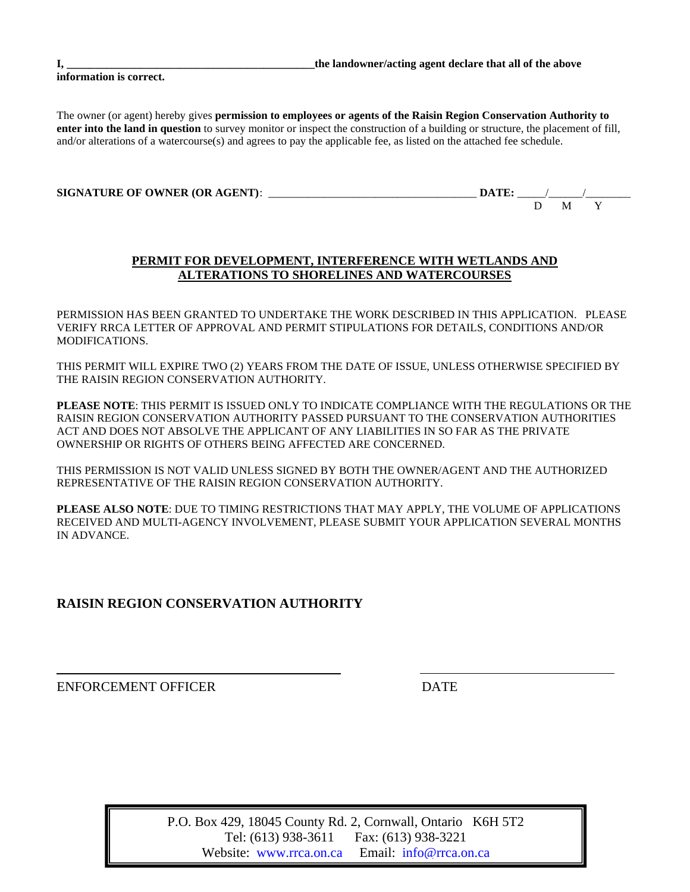**I, ____________________________________________ the landowner/acting agent declare that all of the above information is correct.**

The owner (or agent) hereby gives **permission to employees or agents of the Raisin Region Conservation Authority to enter into the land in question** to survey monitor or inspect the construction of a building or structure, the placement of fill, and/or alterations of a watercourse(s) and agrees to pay the applicable fee, as listed on the attached fee schedule.

**SIGNATURE OF OWNER (OR AGENT)**: ____________________________________ **DATE:** _____/______/________
D M Y

## PERMIT FOR DEVELOPMENT, INTERFERENCE WITH WETLANDS AND ALTERATIONS TO SHORELINES AND WATERCOURSES

PERMISSION HAS BEEN GRANTED TO UNDERTAKE THE WORK DESCRIBED IN THIS APPLICATION. PLEASE VERIFY RRCA LETTER OF APPROVAL AND PERMIT STIPULATIONS FOR DETAILS, CONDITIONS AND/OR MODIFICATIONS.

THIS PERMIT WILL EXPIRE TWO (2) YEARS FROM THE DATE OF ISSUE, UNLESS OTHERWISE SPECIFIED BY THE RAISIN REGION CONSERVATION AUTHORITY.

**PLEASE NOTE**: THIS PERMIT IS ISSUED ONLY TO INDICATE COMPLIANCE WITH THE REGULATIONS OR THE RAISIN REGION CONSERVATION AUTHORITY PASSED PURSUANT TO THE CONSERVATION AUTHORITIES ACT AND DOES NOT ABSOLVE THE APPLICANT OF ANY LIABILITIES IN SO FAR AS THE PRIVATE OWNERSHIP OR RIGHTS OF OTHERS BEING AFFECTED ARE CONCERNED.

THIS PERMISSION IS NOT VALID UNLESS SIGNED BY BOTH THE OWNER/AGENT AND THE AUTHORIZED REPRESENTATIVE OF THE RAISIN REGION CONSERVATION AUTHORITY.

**PLEASE ALSO NOTE**: DUE TO TIMING RESTRICTIONS THAT MAY APPLY, THE VOLUME OF APPLICATIONS RECEIVED AND MULTI-AGENCY INVOLVEMENT, PLEASE SUBMIT YOUR APPLICATION SEVERAL MONTHS IN ADVANCE.

## RAISIN REGION CONSERVATION AUTHORITY

____________________________________ ____________________________

ENFORCEMENT OFFICER DATE

P.O. Box 429, 18045 County Rd. 2, Cornwall, Ontario K6H 5T2
Tel: (613) 938-3611 Fax: (613) 938-3221
Website: www.rrca.on.ca Email: info@rrca.on.ca